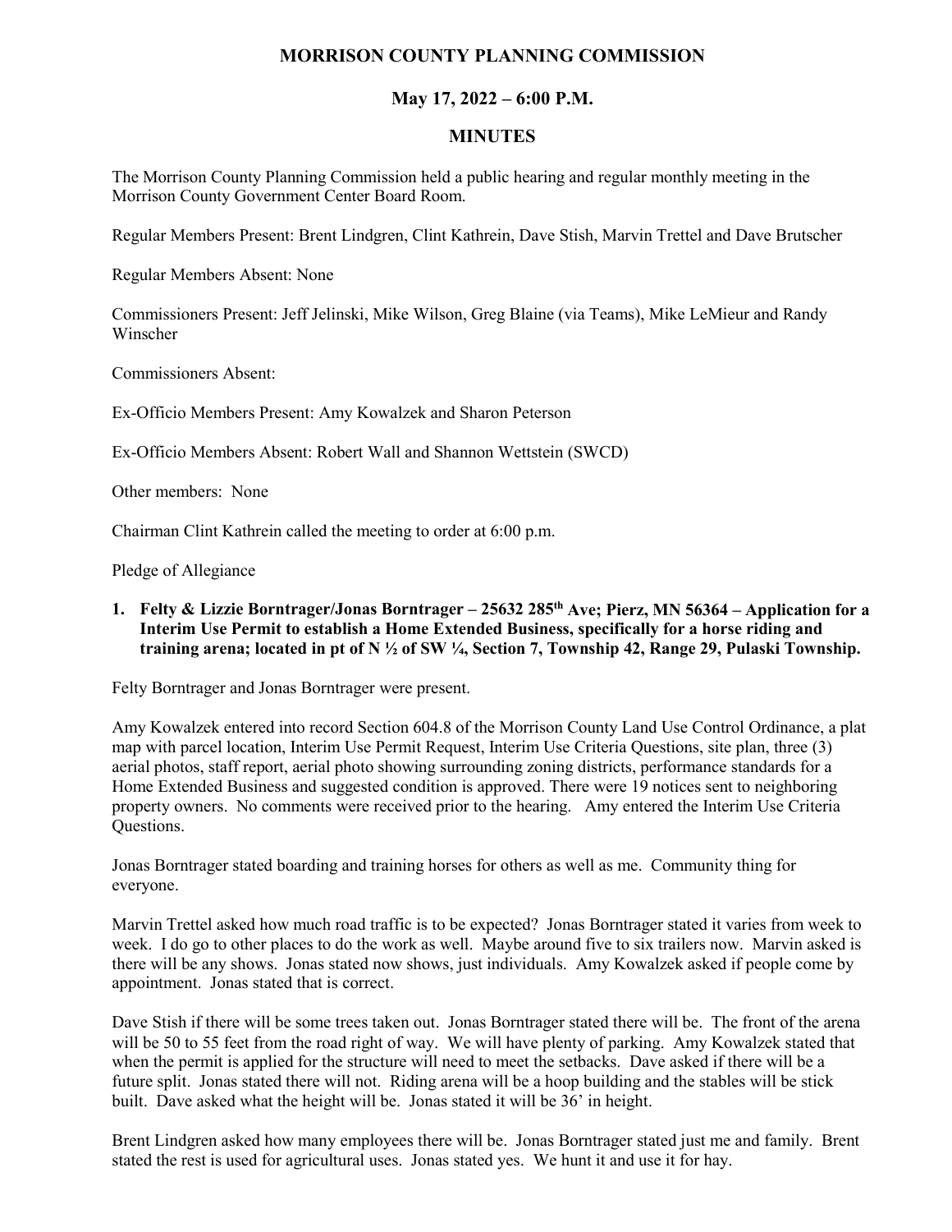# MORRISON COUNTY PLANNING COMMISSION

## May 17, 2022 – 6:00 P.M.

## MINUTES

The Morrison County Planning Commission held a public hearing and regular monthly meeting in the Morrison County Government Center Board Room.

Regular Members Present: Brent Lindgren, Clint Kathrein, Dave Stish, Marvin Trettel and Dave Brutscher

Regular Members Absent: None

Commissioners Present: Jeff Jelinski, Mike Wilson, Greg Blaine (via Teams), Mike LeMieur and Randy Winscher

Commissioners Absent:

Ex-Officio Members Present: Amy Kowalzek and Sharon Peterson

Ex-Officio Members Absent: Robert Wall and Shannon Wettstein (SWCD)

Other members: None

Chairman Clint Kathrein called the meeting to order at 6:00 p.m.

Pledge of Allegiance

1. **Felty & Lizzie Borntrager/Jonas Borntrager – 25632 285th Ave; Pierz, MN 56364 – Application for a Interim Use Permit to establish a Home Extended Business, specifically for a horse riding and training arena; located in pt of N ½ of SW ¼, Section 7, Township 42, Range 29, Pulaski Township.**

Felty Borntrager and Jonas Borntrager were present.

Amy Kowalzek entered into record Section 604.8 of the Morrison County Land Use Control Ordinance, a plat map with parcel location, Interim Use Permit Request, Interim Use Criteria Questions, site plan, three (3) aerial photos, staff report, aerial photo showing surrounding zoning districts, performance standards for a Home Extended Business and suggested condition is approved. There were 19 notices sent to neighboring property owners. No comments were received prior to the hearing. Amy entered the Interim Use Criteria Questions.

Jonas Borntrager stated boarding and training horses for others as well as me. Community thing for everyone.

Marvin Trettel asked how much road traffic is to be expected? Jonas Borntrager stated it varies from week to week. I do go to other places to do the work as well. Maybe around five to six trailers now. Marvin asked is there will be any shows. Jonas stated now shows, just individuals. Amy Kowalzek asked if people come by appointment. Jonas stated that is correct.

Dave Stish if there will be some trees taken out. Jonas Borntrager stated there will be. The front of the arena will be 50 to 55 feet from the road right of way. We will have plenty of parking. Amy Kowalzek stated that when the permit is applied for the structure will need to meet the setbacks. Dave asked if there will be a future split. Jonas stated there will not. Riding arena will be a hoop building and the stables will be stick built. Dave asked what the height will be. Jonas stated it will be 36' in height.

Brent Lindgren asked how many employees there will be. Jonas Borntrager stated just me and family. Brent stated the rest is used for agricultural uses. Jonas stated yes. We hunt it and use it for hay.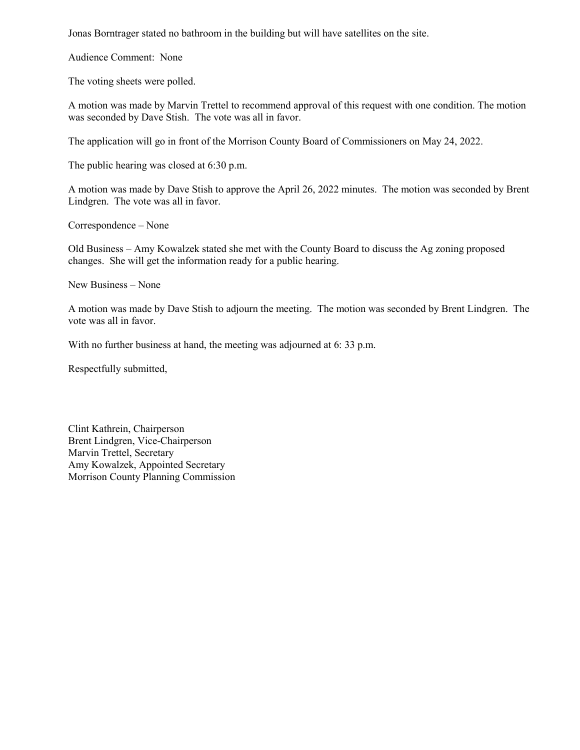Jonas Borntrager stated no bathroom in the building but will have satellites on the site.

Audience Comment: None

The voting sheets were polled.

A motion was made by Marvin Trettel to recommend approval of this request with one condition. The motion was seconded by Dave Stish. The vote was all in favor.

The application will go in front of the Morrison County Board of Commissioners on May 24, 2022.

The public hearing was closed at 6:30 p.m.

A motion was made by Dave Stish to approve the April 26, 2022 minutes. The motion was seconded by Brent Lindgren. The vote was all in favor.

Correspondence – None

Old Business – Amy Kowalzek stated she met with the County Board to discuss the Ag zoning proposed changes. She will get the information ready for a public hearing.

New Business – None

A motion was made by Dave Stish to adjourn the meeting. The motion was seconded by Brent Lindgren. The vote was all in favor.

With no further business at hand, the meeting was adjourned at 6: 33 p.m.

Respectfully submitted,

Clint Kathrein, Chairperson
Brent Lindgren, Vice-Chairperson
Marvin Trettel, Secretary
Amy Kowalzek, Appointed Secretary
Morrison County Planning Commission